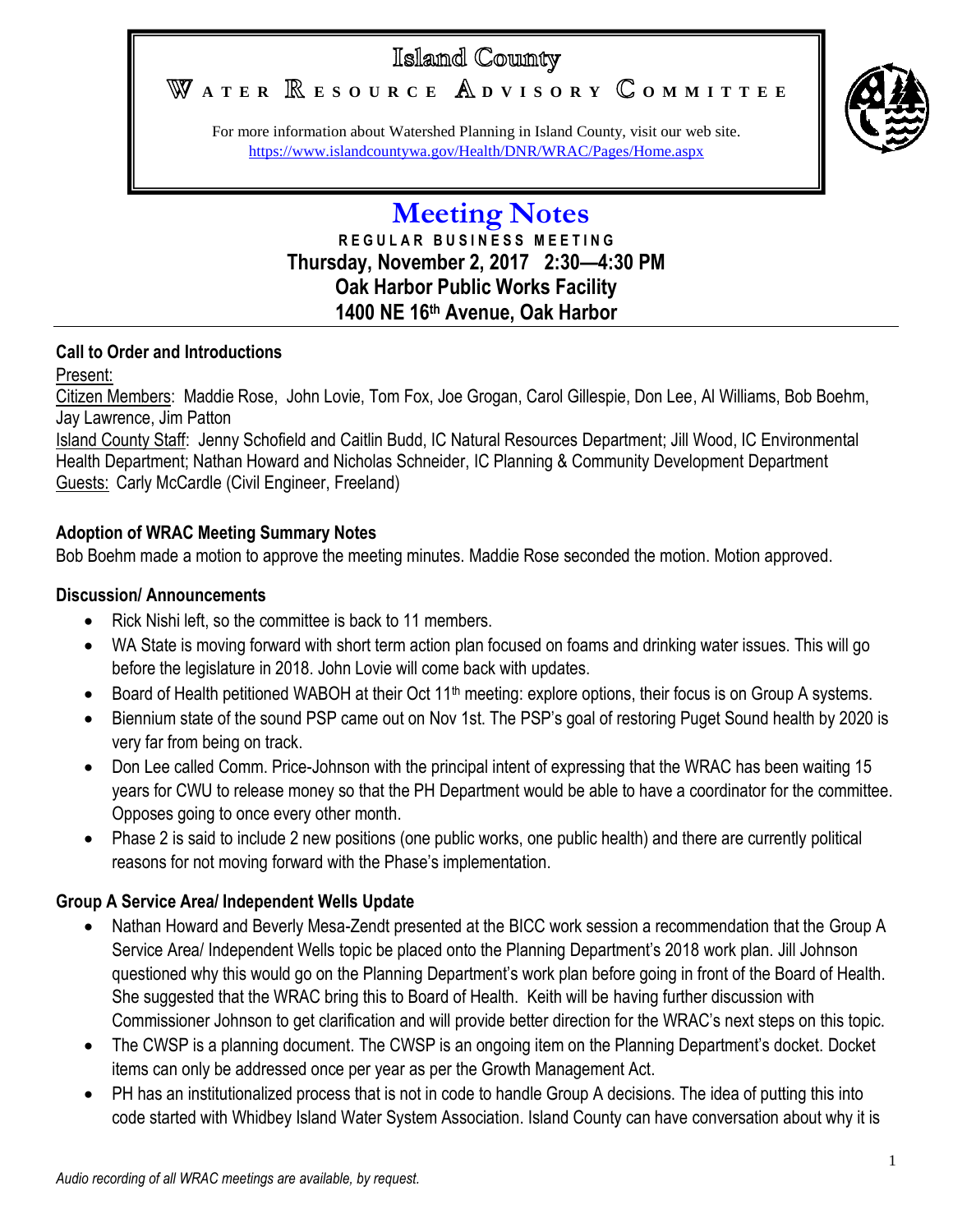# Island County

## Water Resource Advisory Committee

For more information about Watershed Planning in Island County, visit our web site.
https://www.islandcountywa.gov/Health/DNR/WRAC/Pages/Home.aspx

# Meeting Notes

**REGULAR BUSINESS MEETING**
**Thursday, November 2, 2017 2:30—4:30 PM**
**Oak Harbor Public Works Facility**
**1400 NE 16th Avenue, Oak Harbor**

---

### Call to Order and Introductions

Present:

Citizen Members: Maddie Rose, John Lovie, Tom Fox, Joe Grogan, Carol Gillespie, Don Lee, Al Williams, Bob Boehm, Jay Lawrence, Jim Patton

Island County Staff: Jenny Schofield and Caitlin Budd, IC Natural Resources Department; Jill Wood, IC Environmental Health Department; Nathan Howard and Nicholas Schneider, IC Planning & Community Development Department

Guests: Carly McCardle (Civil Engineer, Freeland)

### Adoption of WRAC Meeting Summary Notes

Bob Boehm made a motion to approve the meeting minutes. Maddie Rose seconded the motion. Motion approved.

### Discussion/ Announcements

- Rick Nishi left, so the committee is back to 11 members.
- WA State is moving forward with short term action plan focused on foams and drinking water issues. This will go before the legislature in 2018. John Lovie will come back with updates.
- Board of Health petitioned WABOH at their Oct 11th meeting: explore options, their focus is on Group A systems.
- Biennium state of the sound PSP came out on Nov 1st. The PSP's goal of restoring Puget Sound health by 2020 is very far from being on track.
- Don Lee called Comm. Price-Johnson with the principal intent of expressing that the WRAC has been waiting 15 years for CWU to release money so that the PH Department would be able to have a coordinator for the committee. Opposes going to once every other month.
- Phase 2 is said to include 2 new positions (one public works, one public health) and there are currently political reasons for not moving forward with the Phase's implementation.

### Group A Service Area/ Independent Wells Update

- Nathan Howard and Beverly Mesa-Zendt presented at the BICC work session a recommendation that the Group A Service Area/ Independent Wells topic be placed onto the Planning Department's 2018 work plan. Jill Johnson questioned why this would go on the Planning Department's work plan before going in front of the Board of Health. She suggested that the WRAC bring this to Board of Health. Keith will be having further discussion with Commissioner Johnson to get clarification and will provide better direction for the WRAC's next steps on this topic.
- The CWSP is a planning document. The CWSP is an ongoing item on the Planning Department's docket. Docket items can only be addressed once per year as per the Growth Management Act.
- PH has an institutionalized process that is not in code to handle Group A decisions. The idea of putting this into code started with Whidbey Island Water System Association. Island County can have conversation about why it is

*Audio recording of all WRAC meetings are available, by request.*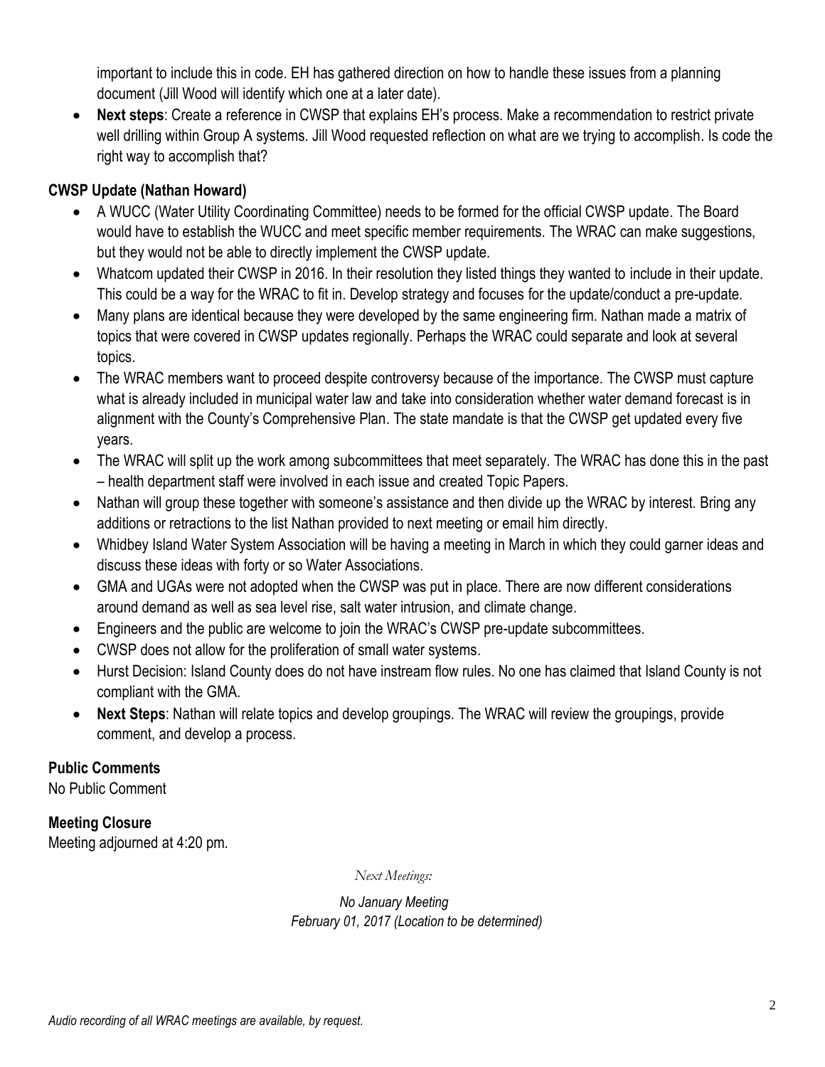important to include this in code. EH has gathered direction on how to handle these issues from a planning document (Jill Wood will identify which one at a later date).

- **Next steps**: Create a reference in CWSP that explains EH's process. Make a recommendation to restrict private well drilling within Group A systems. Jill Wood requested reflection on what are we trying to accomplish. Is code the right way to accomplish that?

**CWSP Update (Nathan Howard)**

- A WUCC (Water Utility Coordinating Committee) needs to be formed for the official CWSP update. The Board would have to establish the WUCC and meet specific member requirements. The WRAC can make suggestions, but they would not be able to directly implement the CWSP update.
- Whatcom updated their CWSP in 2016. In their resolution they listed things they wanted to include in their update. This could be a way for the WRAC to fit in. Develop strategy and focuses for the update/conduct a pre-update.
- Many plans are identical because they were developed by the same engineering firm. Nathan made a matrix of topics that were covered in CWSP updates regionally. Perhaps the WRAC could separate and look at several topics.
- The WRAC members want to proceed despite controversy because of the importance. The CWSP must capture what is already included in municipal water law and take into consideration whether water demand forecast is in alignment with the County's Comprehensive Plan. The state mandate is that the CWSP get updated every five years.
- The WRAC will split up the work among subcommittees that meet separately. The WRAC has done this in the past – health department staff were involved in each issue and created Topic Papers.
- Nathan will group these together with someone's assistance and then divide up the WRAC by interest. Bring any additions or retractions to the list Nathan provided to next meeting or email him directly.
- Whidbey Island Water System Association will be having a meeting in March in which they could garner ideas and discuss these ideas with forty or so Water Associations.
- GMA and UGAs were not adopted when the CWSP was put in place. There are now different considerations around demand as well as sea level rise, salt water intrusion, and climate change.
- Engineers and the public are welcome to join the WRAC's CWSP pre-update subcommittees.
- CWSP does not allow for the proliferation of small water systems.
- Hurst Decision: Island County does do not have instream flow rules. No one has claimed that Island County is not compliant with the GMA.
- **Next Steps**: Nathan will relate topics and develop groupings. The WRAC will review the groupings, provide comment, and develop a process.

**Public Comments**

No Public Comment

**Meeting Closure**

Meeting adjourned at 4:20 pm.

*Next Meetings:*

*No January Meeting*
*February 01, 2017 (Location to be determined)*

*Audio recording of all WRAC meetings are available, by request.*